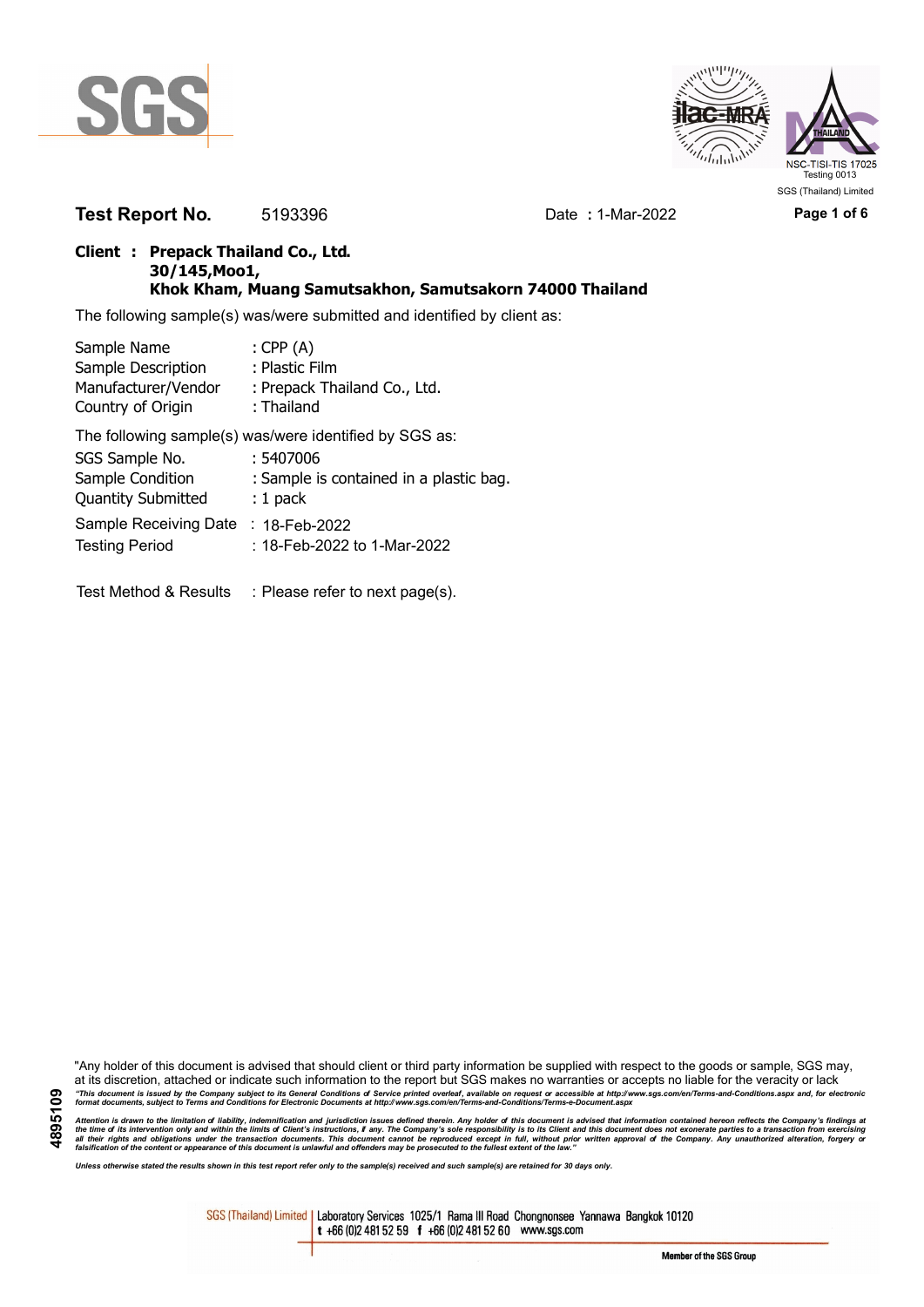SGS (Thailand) Limited

**Test Report No.** 5193396 Date **:** 1-Mar-2022

**Client : Prepack Thailand Co., Ltd.**
**30/145,Moo1,**
**Khok Kham, Muang Samutsakhon, Samutsakorn 74000 Thailand**

The following sample(s) was/were submitted and identified by client as:

| | |
|---|---|
| Sample Name | : CPP (A) |
| Sample Description | : Plastic Film |
| Manufacturer/Vendor | : Prepack Thailand Co., Ltd. |
| Country of Origin | : Thailand |

The following sample(s) was/were identified by SGS as:

| | |
|---|---|
| SGS Sample No. | : 5407006 |
| Sample Condition | : Sample is contained in a plastic bag. |
| Quantity Submitted | : 1 pack |
| Sample Receiving Date | : 18-Feb-2022 |
| Testing Period | : 18-Feb-2022 to 1-Mar-2022 |

Test Method & Results : Please refer to next page(s).

"Any holder of this document is advised that should client or third party information be supplied with respect to the goods or sample, SGS may, at its discretion, attached or indicate such information to the report but SGS makes no warranties or accepts no liable for the veracity or lack

*"This document is issued by the Company subject to its General Conditions of Service printed overleaf, available on request or accessible at http://www.sgs.com/en/Terms-and-Conditions.aspx and, for electronic format documents, subject to Terms and Conditions for Electronic Documents at http://www.sgs.com/en/Terms-and-Conditions/Terms-e-Document.aspx*

*Attention is drawn to the limitation of liability, indemnification and jurisdiction issues defined therein. Any holder of this document is advised that information contained hereon reflects the Company's findings at the time of its intervention only and within the limits of Client's instructions, if any. The Company's sole responsibility is to its Client and this document does not exonerate parties to a transaction from exercising all their rights and obligations under the transaction documents. This document cannot be reproduced except in full, without prior written approval of the Company. Any unauthorized alteration, forgery or falsification of the content or appearance of this document is unlawful and offenders may be prosecuted to the fullest extent of the law."*

*Unless otherwise stated the results shown in this test report refer only to the sample(s) received and such sample(s) are retained for 30 days only.*

4895109

SGS (Thailand) Limited | Laboratory Services 1025/1 Rama III Road Chongnonsee Yannawa Bangkok 10120
t +66 (0)2 481 52 59 f +66 (0)2 481 52 60 www.sgs.com

Member of the SGS Group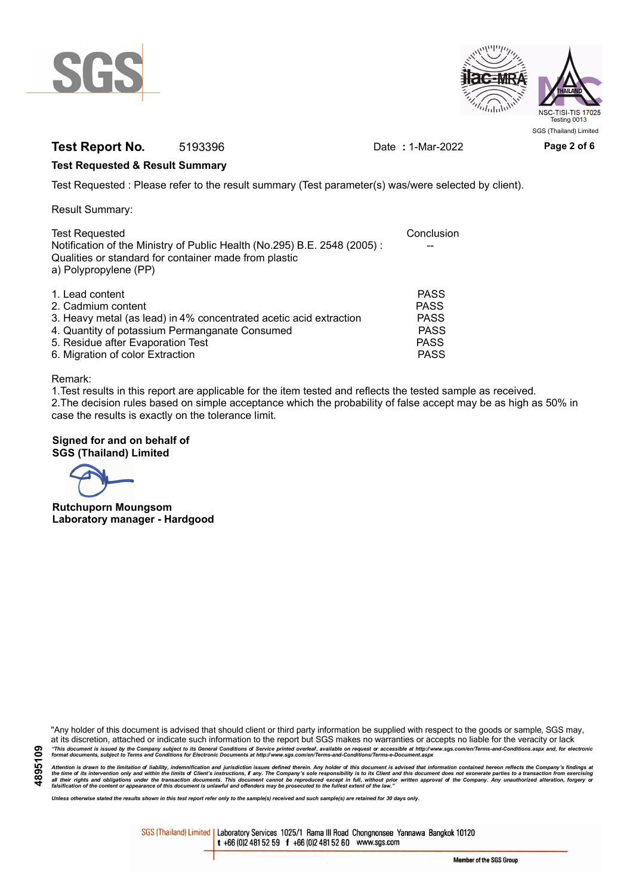**Test Report No.** 5193396 Date : 1-Mar-2022

**Test Requested & Result Summary**

Test Requested : Please refer to the result summary (Test parameter(s) was/were selected by client).

Result Summary:

| Test Requested | Conclusion |
|---|---|
| Notification of the Ministry of Public Health (No.295) B.E. 2548 (2005) : Qualities or standard for container made from plastic a) Polypropylene (PP) | -- |
| 1. Lead content | PASS |
| 2. Cadmium content | PASS |
| 3. Heavy metal (as lead) in 4% concentrated acetic acid extraction | PASS |
| 4. Quantity of potassium Permanganate Consumed | PASS |
| 5. Residue after Evaporation Test | PASS |
| 6. Migration of color Extraction | PASS |

Remark:

1.Test results in this report are applicable for the item tested and reflects the tested sample as received.

2.The decision rules based on simple acceptance which the probability of false accept may be as high as 50% in case the results is exactly on the tolerance limit.

**Signed for and on behalf of**
**SGS (Thailand) Limited**

**Rutchuporn Moungsom**
**Laboratory manager - Hardgood**

"Any holder of this document is advised that should client or third party information be supplied with respect to the goods or sample, SGS may, at its discretion, attached or indicate such information to the report but SGS makes no warranties or accepts no liable for the veracity or lack

*"This document is issued by the Company subject to its General Conditions of Service printed overleaf, available on request or accessible at http://www.sgs.com/en/Terms-and-Conditions.aspx and, for electronic format documents, subject to Terms and Conditions for Electronic Documents at http://www.sgs.com/en/Terms-and-Conditions/Terms-e-Document.aspx*

*Attention is drawn to the limitation of liability, indemnification and jurisdiction issues defined therein. Any holder of this document is advised that information contained hereon reflects the Company's findings at the time of its intervention only and within the limits of Client's instructions, if any. The Company's sole responsibility is to its Client and this document does not exonerate parties to a transaction from exercising all their rights and obligations under the transaction documents. This document cannot be reproduced except in full, without prior written approval of the Company. Any unauthorized alteration, forgery or falsification of the content or appearance of this document is unlawful and offenders may be prosecuted to the fullest extent of the law."*

*Unless otherwise stated the results shown in this test report refer only to the sample(s) received and such sample(s) are retained for 30 days only.*

SGS (Thailand) Limited | Laboratory Services 1025/1 Rama III Road Chongnonsee Yannawa Bangkok 10120
t +66 (0)2 481 52 59 f +66 (0)2 481 52 60 www.sgs.com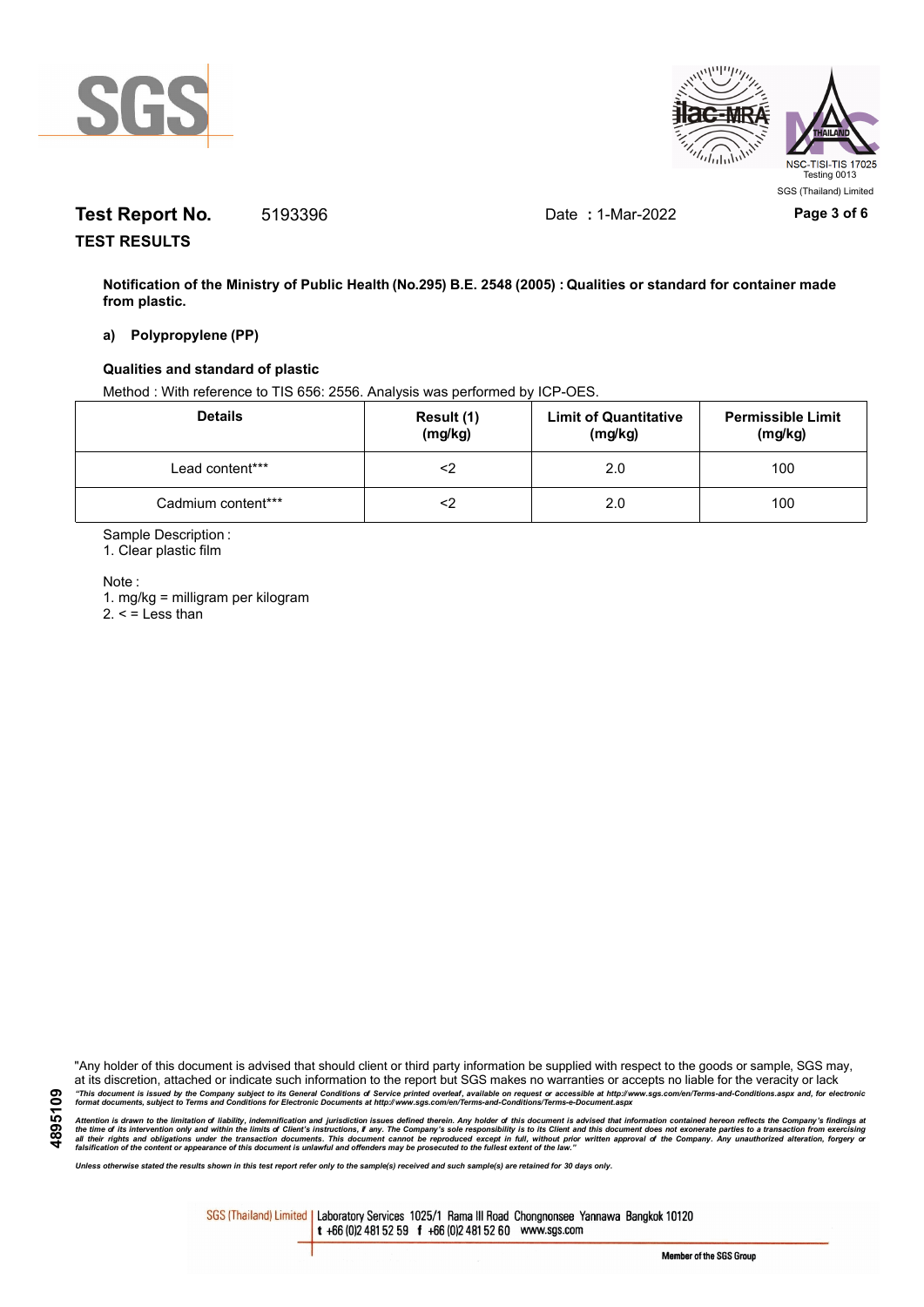**Test Report No.** 5193396 Date **:** 1-Mar-2022

**TEST RESULTS**

**Notification of the Ministry of Public Health (No.295) B.E. 2548 (2005) : Qualities or standard for container made from plastic.**

**a) Polypropylene (PP)**

**Qualities and standard of plastic**

Method : With reference to TIS 656: 2556. Analysis was performed by ICP-OES.

| Details | Result (1) (mg/kg) | Limit of Quantitative (mg/kg) | Permissible Limit (mg/kg) |
|---|---|---|---|
| Lead content*** | <2 | 2.0 | 100 |
| Cadmium content*** | <2 | 2.0 | 100 |

Sample Description :

1. Clear plastic film

Note :

1. mg/kg = milligram per kilogram
2. < = Less than

"Any holder of this document is advised that should client or third party information be supplied with respect to the goods or sample, SGS may, at its discretion, attached or indicate such information to the report but SGS makes no warranties or accepts no liable for the veracity or lack

*"This document is issued by the Company subject to its General Conditions of Service printed overleaf, available on request or accessible at http://www.sgs.com/en/Terms-and-Conditions.aspx and, for electronic format documents, subject to Terms and Conditions for Electronic Documents at http://www.sgs.com/en/Terms-and-Conditions/Terms-e-Document.aspx*

*Attention is drawn to the limitation of liability, indemnification and jurisdiction issues defined therein. Any holder of this document is advised that information contained hereon reflects the Company's findings at the time of its intervention only and within the limits of Client's instructions, if any. The Company's sole responsibility is to its Client and this document does not exonerate parties to a transaction from exercising all their rights and obligations under the transaction documents. This document cannot be reproduced except in full, without prior written approval of the Company. Any unauthorized alteration, forgery or falsification of the content or appearance of this document is unlawful and offenders may be prosecuted to the fullest extent of the law."*

*Unless otherwise stated the results shown in this test report refer only to the sample(s) received and such sample(s) are retained for 30 days only.*

SGS (Thailand) Limited | Laboratory Services 1025/1 Rama III Road Chongnonsee Yannawa Bangkok 10120 t +66 (0)2 481 52 59 f +66 (0)2 481 52 60 www.sgs.com

Member of the SGS Group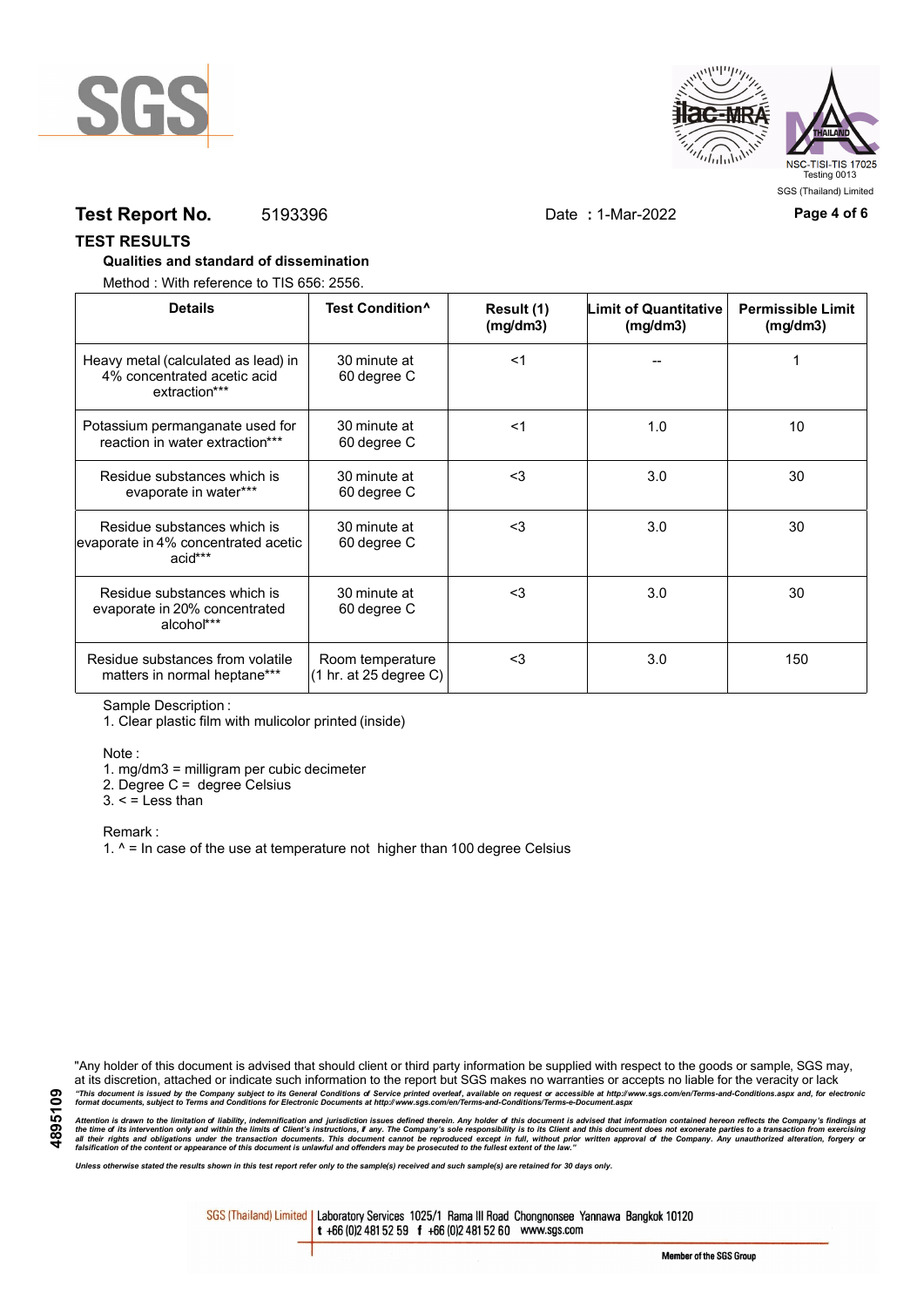**Test Report No.** 5193396 Date **:** 1-Mar-2022

## TEST RESULTS

**Qualities and standard of dissemination**

Method : With reference to TIS 656: 2556.

| Details | Test Condition^ | Result (1) (mg/dm3) | Limit of Quantitative (mg/dm3) | Permissible Limit (mg/dm3) |
|---|---|---|---|---|
| Heavy metal (calculated as lead) in 4% concentrated acetic acid extraction*** | 30 minute at 60 degree C | <1 | -- | 1 |
| Potassium permanganate used for reaction in water extraction*** | 30 minute at 60 degree C | <1 | 1.0 | 10 |
| Residue substances which is evaporate in water*** | 30 minute at 60 degree C | <3 | 3.0 | 30 |
| Residue substances which is evaporate in 4% concentrated acetic acid*** | 30 minute at 60 degree C | <3 | 3.0 | 30 |
| Residue substances which is evaporate in 20% concentrated alcohol*** | 30 minute at 60 degree C | <3 | 3.0 | 30 |
| Residue substances from volatile matters in normal heptane*** | Room temperature (1 hr. at 25 degree C) | <3 | 3.0 | 150 |

Sample Description :

1. Clear plastic film with mulicolor printed (inside)

Note :

1. mg/dm3 = milligram per cubic decimeter
2. Degree C = degree Celsius
3. < = Less than

Remark :

1. ^ = In case of the use at temperature not higher than 100 degree Celsius

"Any holder of this document is advised that should client or third party information be supplied with respect to the goods or sample, SGS may, at its discretion, attached or indicate such information to the report but SGS makes no warranties or accepts no liable for the veracity or lack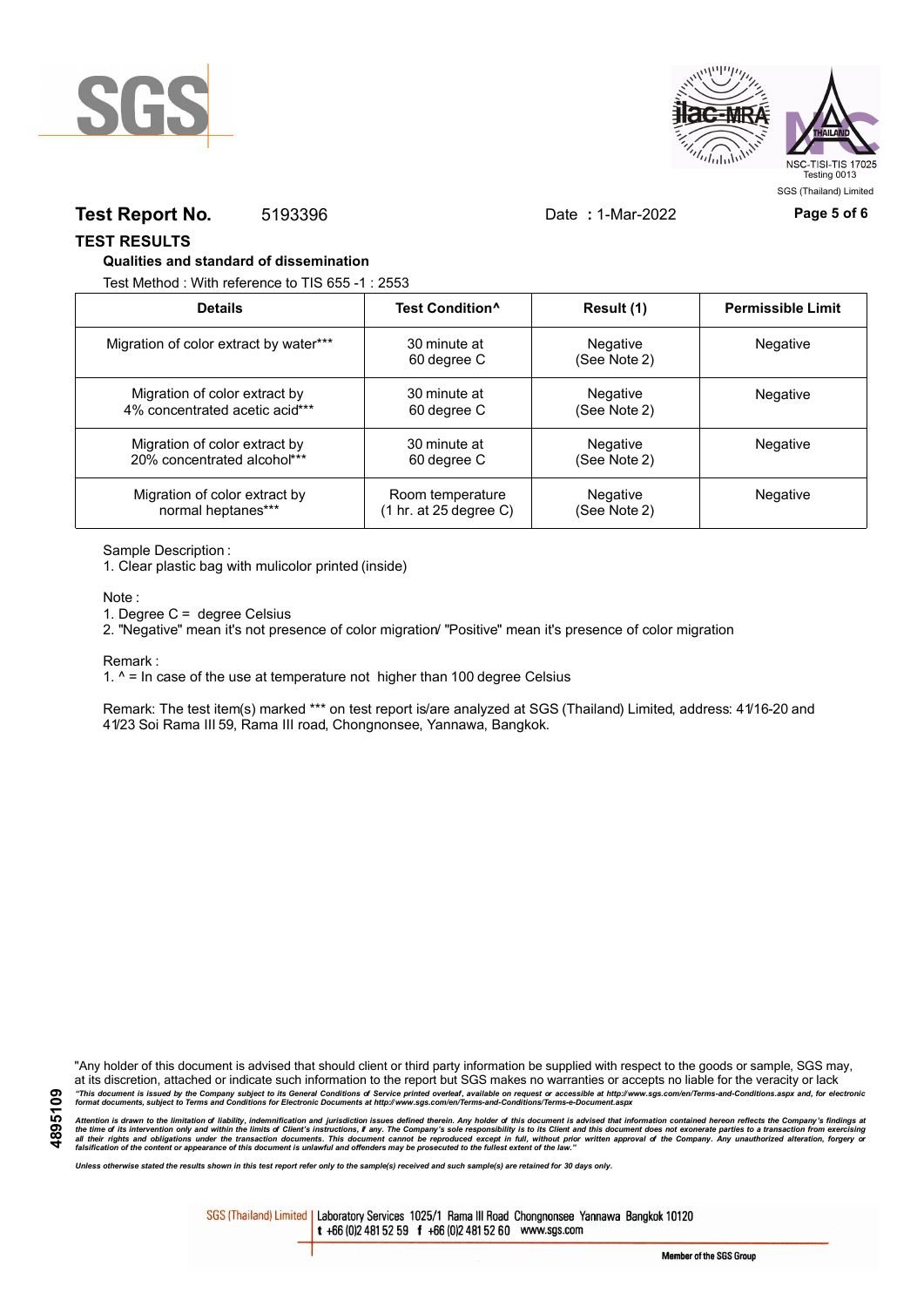**Test Report No.** 5193396 Date **:** 1-Mar-2022

## TEST RESULTS

**Qualities and standard of dissemination**

Test Method : With reference to TIS 655 -1 : 2553

| Details | Test Condition^ | Result (1) | Permissible Limit |
|---|---|---|---|
| Migration of color extract by water*** | 30 minute at 60 degree C | Negative (See Note 2) | Negative |
| Migration of color extract by 4% concentrated acetic acid*** | 30 minute at 60 degree C | Negative (See Note 2) | Negative |
| Migration of color extract by 20% concentrated alcohol*** | 30 minute at 60 degree C | Negative (See Note 2) | Negative |
| Migration of color extract by normal heptanes*** | Room temperature (1 hr. at 25 degree C) | Negative (See Note 2) | Negative |

Sample Description :

1. Clear plastic bag with mulicolor printed (inside)

Note :

1. Degree C = degree Celsius
2. "Negative" mean it's not presence of color migration/ "Positive" mean it's presence of color migration

Remark :

1. ^ = In case of the use at temperature not higher than 100 degree Celsius

Remark: The test item(s) marked *** on test report is/are analyzed at SGS (Thailand) Limited, address: 41/16-20 and 41/23 Soi Rama III 59, Rama III road, Chongnonsee, Yannawa, Bangkok.

"Any holder of this document is advised that should client or third party information be supplied with respect to the goods or sample, SGS may, at its discretion, attached or indicate such information to the report but SGS makes no warranties or accepts no liable for the veracity or lack

*"This document is issued by the Company subject to its General Conditions of Service printed overleaf, available on request or accessible at http://www.sgs.com/en/Terms-and-Conditions.aspx and, for electronic format documents, subject to Terms and Conditions for Electronic Documents at http://www.sgs.com/en/Terms-and-Conditions/Terms-e-Document.aspx*

*Attention is drawn to the limitation of liability, indemnification and jurisdiction issues defined therein. Any holder of this document is advised that information contained hereon reflects the Company's findings at the time of its intervention only and within the limits of Client's instructions, if any. The Company's sole responsibility is to its Client and this document does not exonerate parties to a transaction from exercising all their rights and obligations under the transaction documents. This document cannot be reproduced except in full, without prior written approval of the Company. Any unauthorized alteration, forgery or falsification of the content or appearance of this document is unlawful and offenders may be prosecuted to the fullest extent of the law."*

*Unless otherwise stated the results shown in this test report refer only to the sample(s) received and such sample(s) are retained for 30 days only.*

SGS (Thailand) Limited | Laboratory Services 1025/1 Rama III Road Chongnonsee Yannawa Bangkok 10120 t +66 (0)2 481 52 59 f +66 (0)2 481 52 60 www.sgs.com

Member of the SGS Group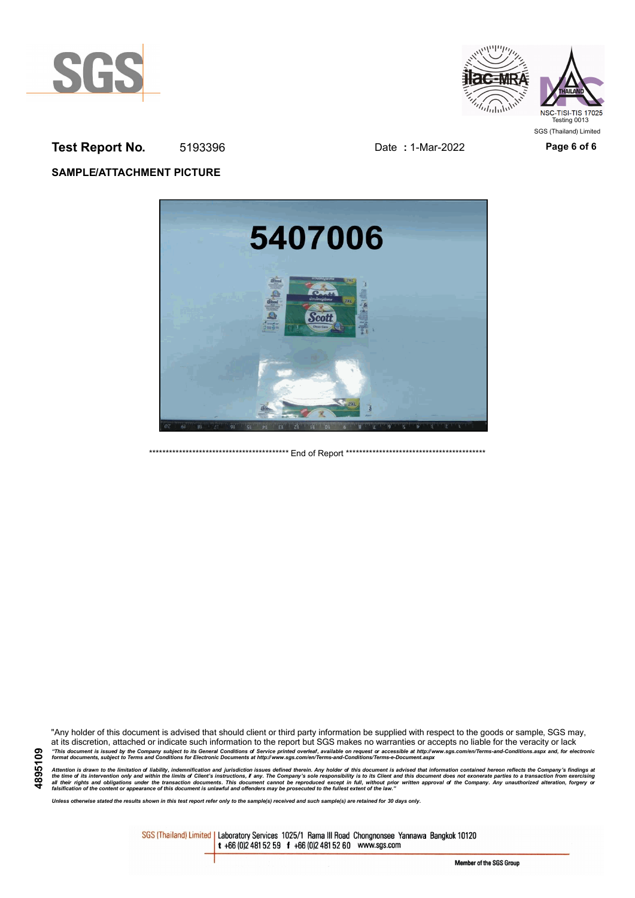**Test Report No.** 5193396 Date : 1-Mar-2022

**SAMPLE/ATTACHMENT PICTURE**

******************************************** End of Report ********************************************

"Any holder of this document is advised that should client or third party information be supplied with respect to the goods or sample, SGS may, at its discretion, attached or indicate such information to the report but SGS makes no warranties or accepts no liable for the veracity or lack

*"This document is issued by the Company subject to its General Conditions of Service printed overleaf, available on request or accessible at http://www.sgs.com/en/Terms-and-Conditions.aspx and, for electronic format documents, subject to Terms and Conditions for Electronic Documents at http://www.sgs.com/en/Terms-and-Conditions/Terms-e-Document.aspx*

*Attention is drawn to the limitation of liability, indemnification and jurisdiction issues defined therein. Any holder of this document is advised that information contained hereon reflects the Company's findings at the time of its intervention only and within the limits of Client's instructions, if any. The Company's sole responsibility is to its Client and this document does not exonerate parties to a transaction from exercising all their rights and obligations under the transaction documents. This document cannot be reproduced except in full, without prior written approval of the Company. Any unauthorized alteration, forgery or falsification of the content or appearance of this document is unlawful and offenders may be prosecuted to the fullest extent of the law."*

*Unless otherwise stated the results shown in this test report refer only to the sample(s) received and such sample(s) are retained for 30 days only.*

SGS (Thailand) Limited | Laboratory Services 1025/1 Rama III Road Chongnonsee Yannawa Bangkok 10120
t +66 (0)2 481 52 59 f +66 (0)2 481 52 60 www.sgs.com

Member of the SGS Group